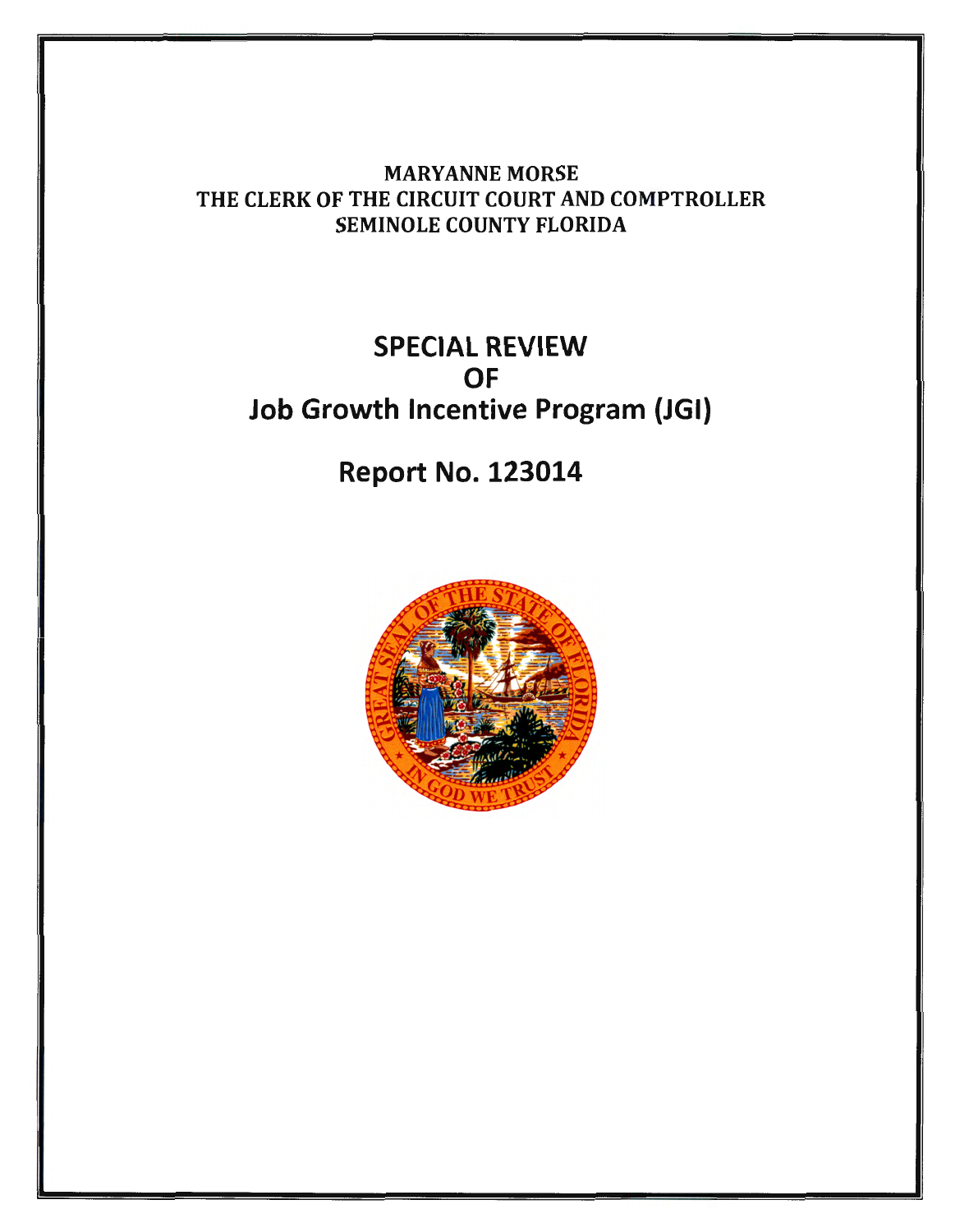MARYANNE MORSE
THE CLERK OF THE CIRCUIT COURT AND COMPTROLLER
SEMINOLE COUNTY FLORIDA

# SPECIAL REVIEW
# OF
# Job Growth Incentive Program (JGI)

## Report No. 123014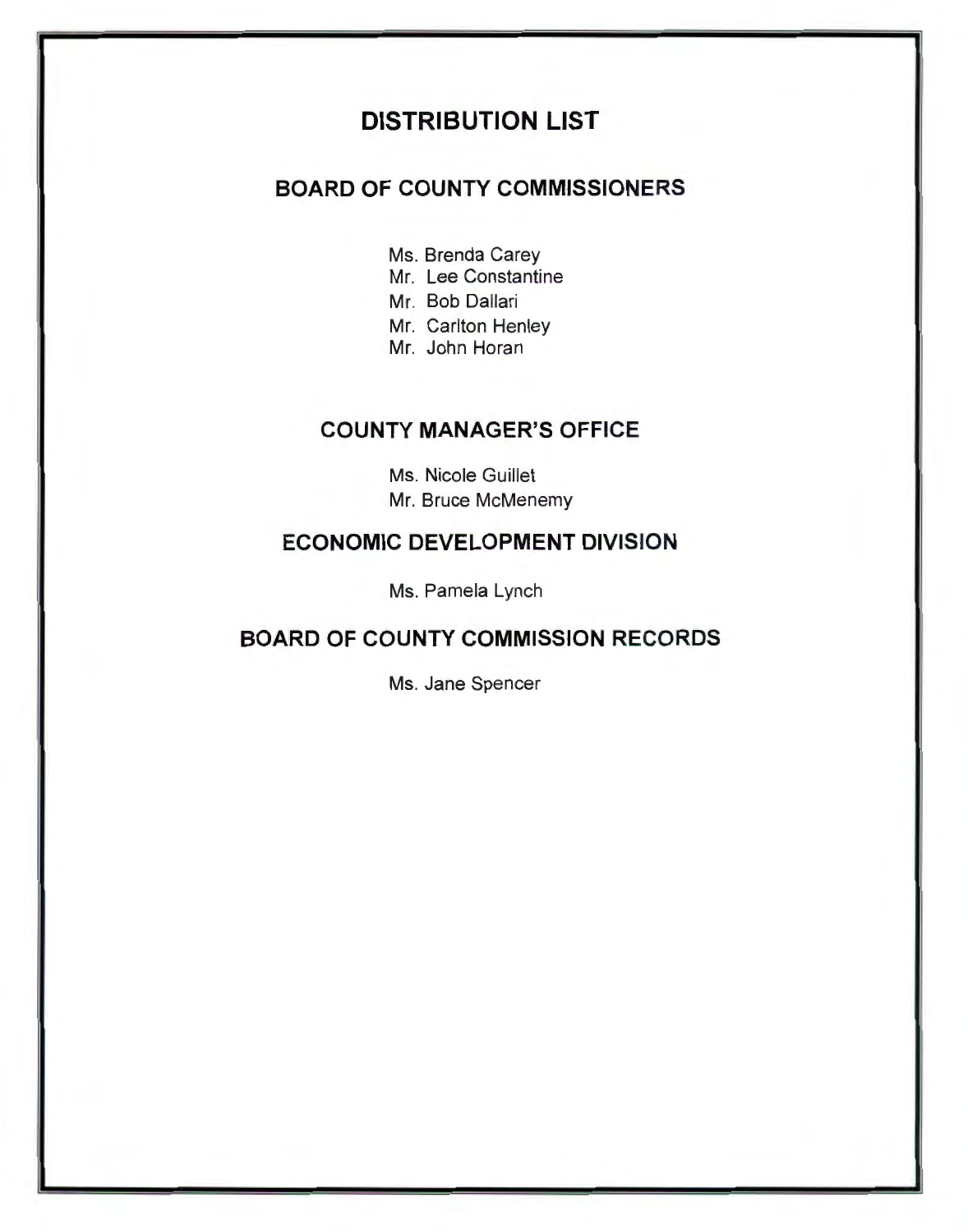# DISTRIBUTION LIST

## BOARD OF COUNTY COMMISSIONERS

Ms. Brenda Carey
Mr. Lee Constantine
Mr. Bob Dallari
Mr. Carlton Henley
Mr. John Horan

## COUNTY MANAGER'S OFFICE

Ms. Nicole Guillet
Mr. Bruce McMenemy

## ECONOMIC DEVELOPMENT DIVISION

Ms. Pamela Lynch

## BOARD OF COUNTY COMMISSION RECORDS

Ms. Jane Spencer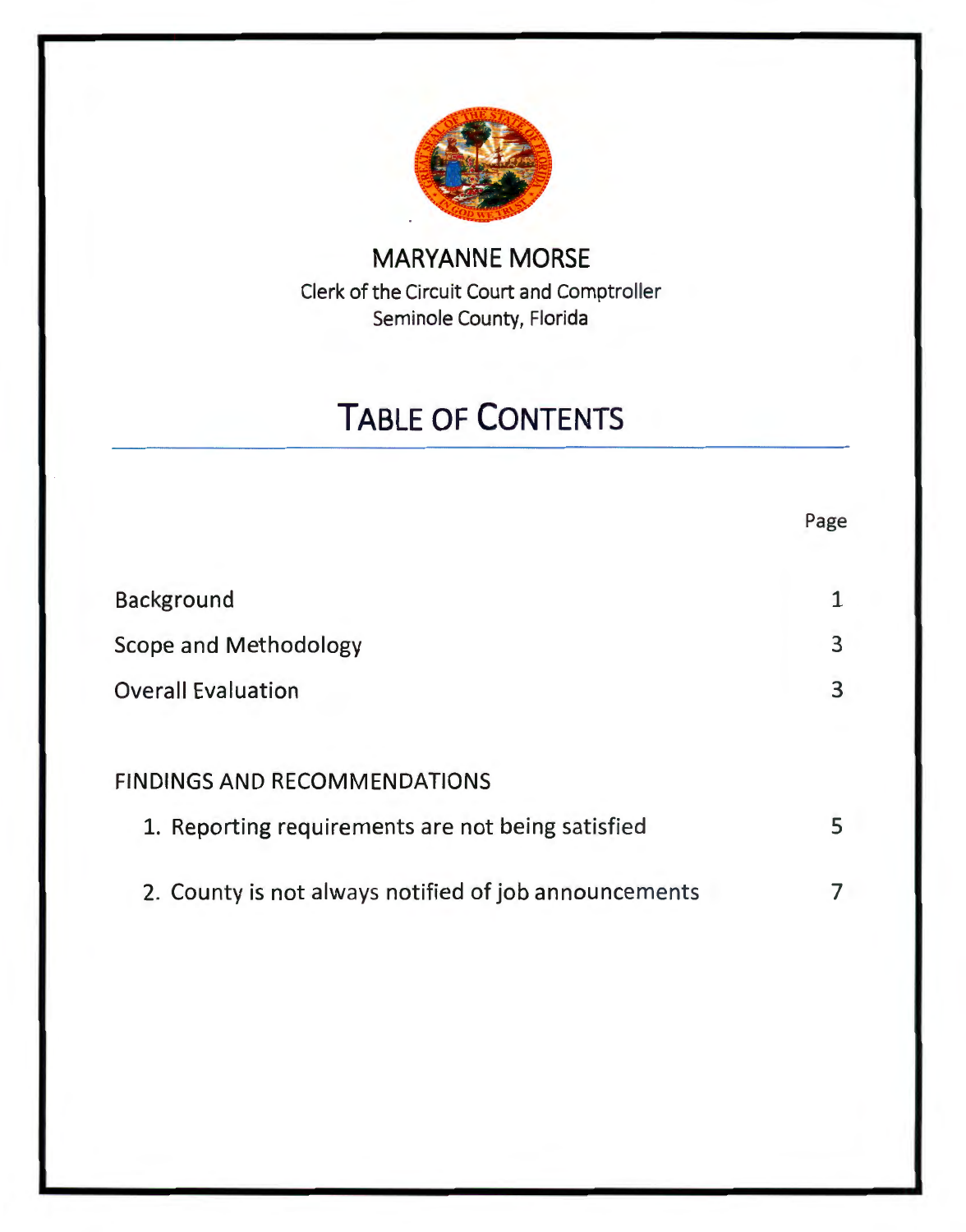MARYANNE MORSE

Clerk of the Circuit Court and Comptroller
Seminole County, Florida

# TABLE OF CONTENTS

| | Page |
|---|---|
| Background | 1 |
| Scope and Methodology | 3 |
| Overall Evaluation | 3 |
| | |
| FINDINGS AND RECOMMENDATIONS | |
| 1. Reporting requirements are not being satisfied | 5 |
| 2. County is not always notified of job announcements | 7 |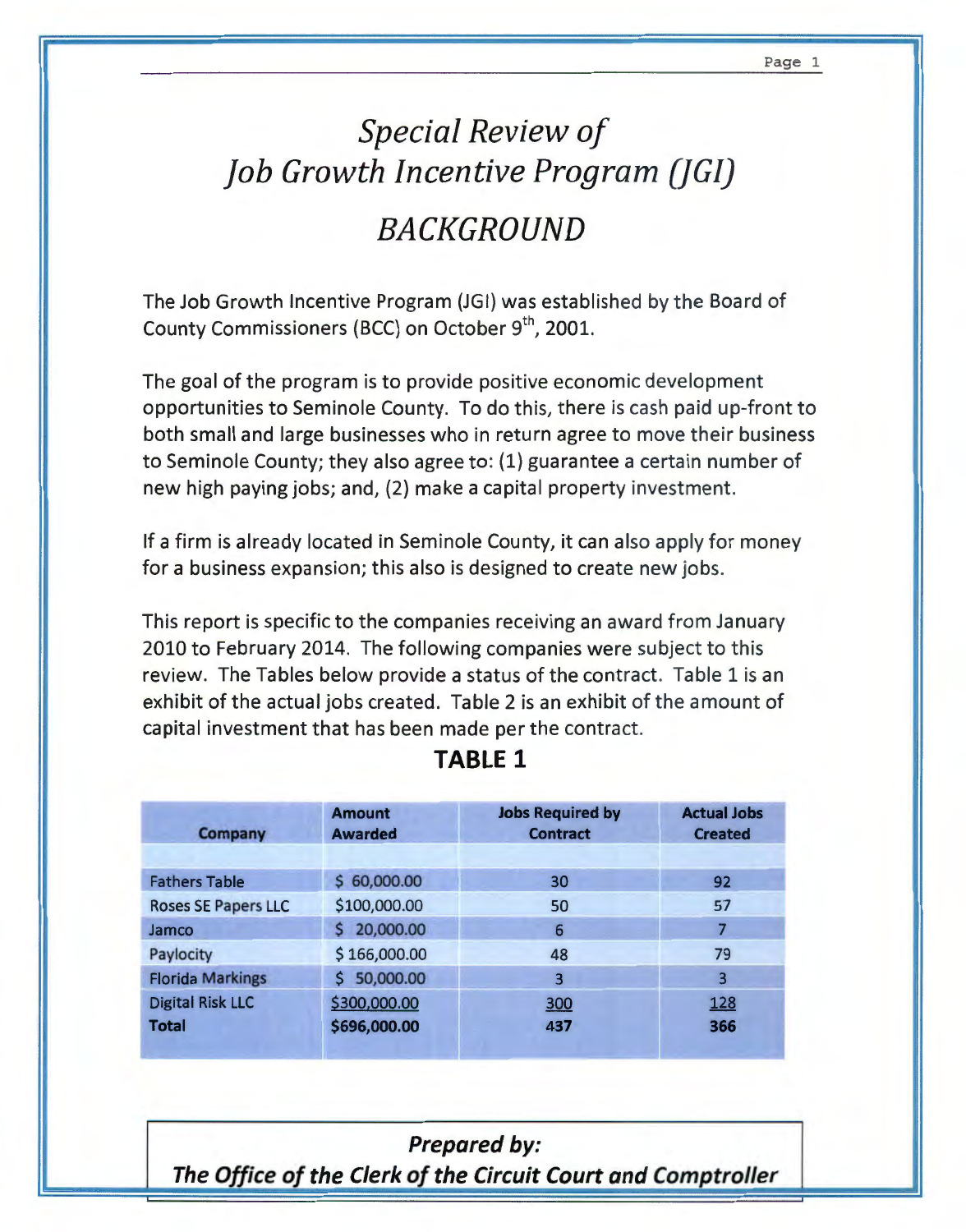# *Special Review of Job Growth Incentive Program (JGI)*

# *BACKGROUND*

The Job Growth Incentive Program (JGI) was established by the Board of County Commissioners (BCC) on October 9th, 2001.

The goal of the program is to provide positive economic development opportunities to Seminole County. To do this, there is cash paid up-front to both small and large businesses who in return agree to move their business to Seminole County; they also agree to: (1) guarantee a certain number of new high paying jobs; and, (2) make a capital property investment.

If a firm is already located in Seminole County, it can also apply for money for a business expansion; this also is designed to create new jobs.

This report is specific to the companies receiving an award from January 2010 to February 2014. The following companies were subject to this review. The Tables below provide a status of the contract. Table 1 is an exhibit of the actual jobs created. Table 2 is an exhibit of the amount of capital investment that has been made per the contract.

## TABLE 1

| Company | Amount Awarded | Jobs Required by Contract | Actual Jobs Created |
|---|---|---|---|
| Fathers Table | $ 60,000.00 | 30 | 92 |
| Roses SE Papers LLC | $100,000.00 | 50 | 57 |
| Jamco | $ 20,000.00 | 6 | 7 |
| Paylocity | $ 166,000.00 | 48 | 79 |
| Florida Markings | $ 50,000.00 | 3 | 3 |
| Digital Risk LLC | $300,000.00 | 300 | 128 |
| **Total** | **$696,000.00** | **437** | **366** |

***Prepared by:***
***The Office of the Clerk of the Circuit Court and Comptroller***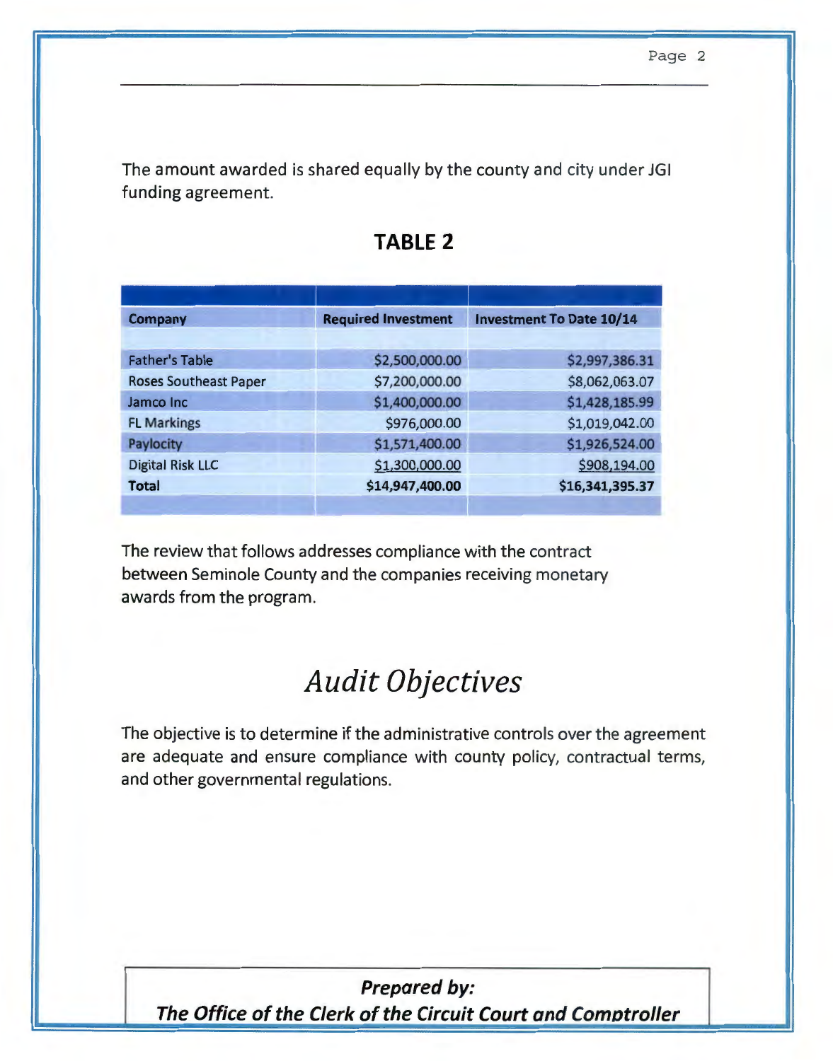The amount awarded is shared equally by the county and city under JGI funding agreement.

## TABLE 2

| Company | Required Investment | Investment To Date 10/14 |
|---|---:|---:|
| Father's Table | $2,500,000.00 | $2,997,386.31 |
| Roses Southeast Paper | $7,200,000.00 | $8,062,063.07 |
| Jamco Inc | $1,400,000.00 | $1,428,185.99 |
| FL Markings | $976,000.00 | $1,019,042.00 |
| Paylocity | $1,571,400.00 | $1,926,524.00 |
| Digital Risk LLC | $1,300,000.00 | $908,194.00 |
| **Total** | **$14,947,400.00** | **$16,341,395.37** |

The review that follows addresses compliance with the contract between Seminole County and the companies receiving monetary awards from the program.

# *Audit Objectives*

The objective is to determine if the administrative controls over the agreement are adequate and ensure compliance with county policy, contractual terms, and other governmental regulations.

***Prepared by:***
***The Office of the Clerk of the Circuit Court and Comptroller***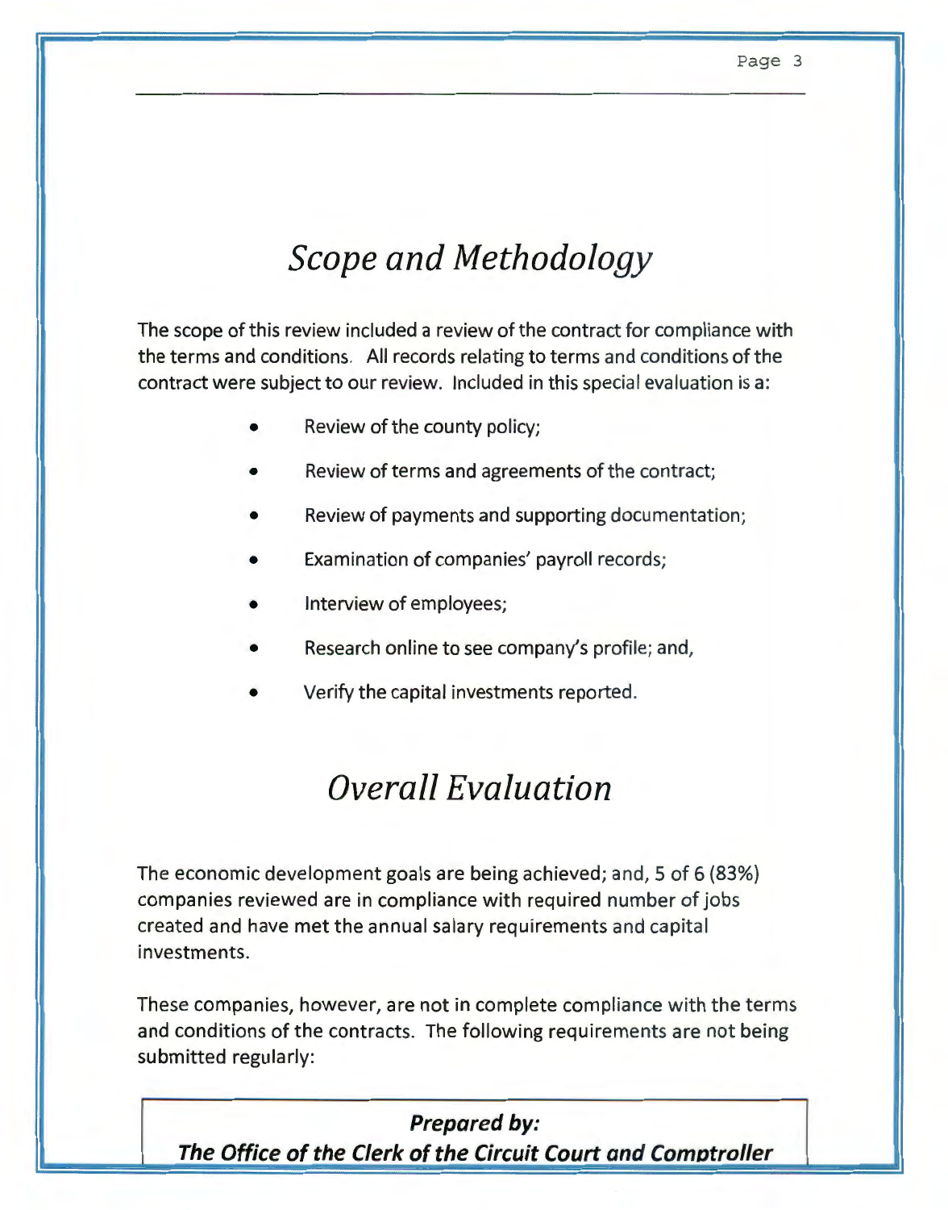# *Scope and Methodology*

The scope of this review included a review of the contract for compliance with the terms and conditions. All records relating to terms and conditions of the contract were subject to our review. Included in this special evaluation is a:

- Review of the county policy;
- Review of terms and agreements of the contract;
- Review of payments and supporting documentation;
- Examination of companies' payroll records;
- Interview of employees;
- Research online to see company's profile; and,
- Verify the capital investments reported.

# *Overall Evaluation*

The economic development goals are being achieved; and, 5 of 6 (83%) companies reviewed are in compliance with required number of jobs created and have met the annual salary requirements and capital investments.

These companies, however, are not in complete compliance with the terms and conditions of the contracts. The following requirements are not being submitted regularly:

***Prepared by:***
***The Office of the Clerk of the Circuit Court and Comptroller***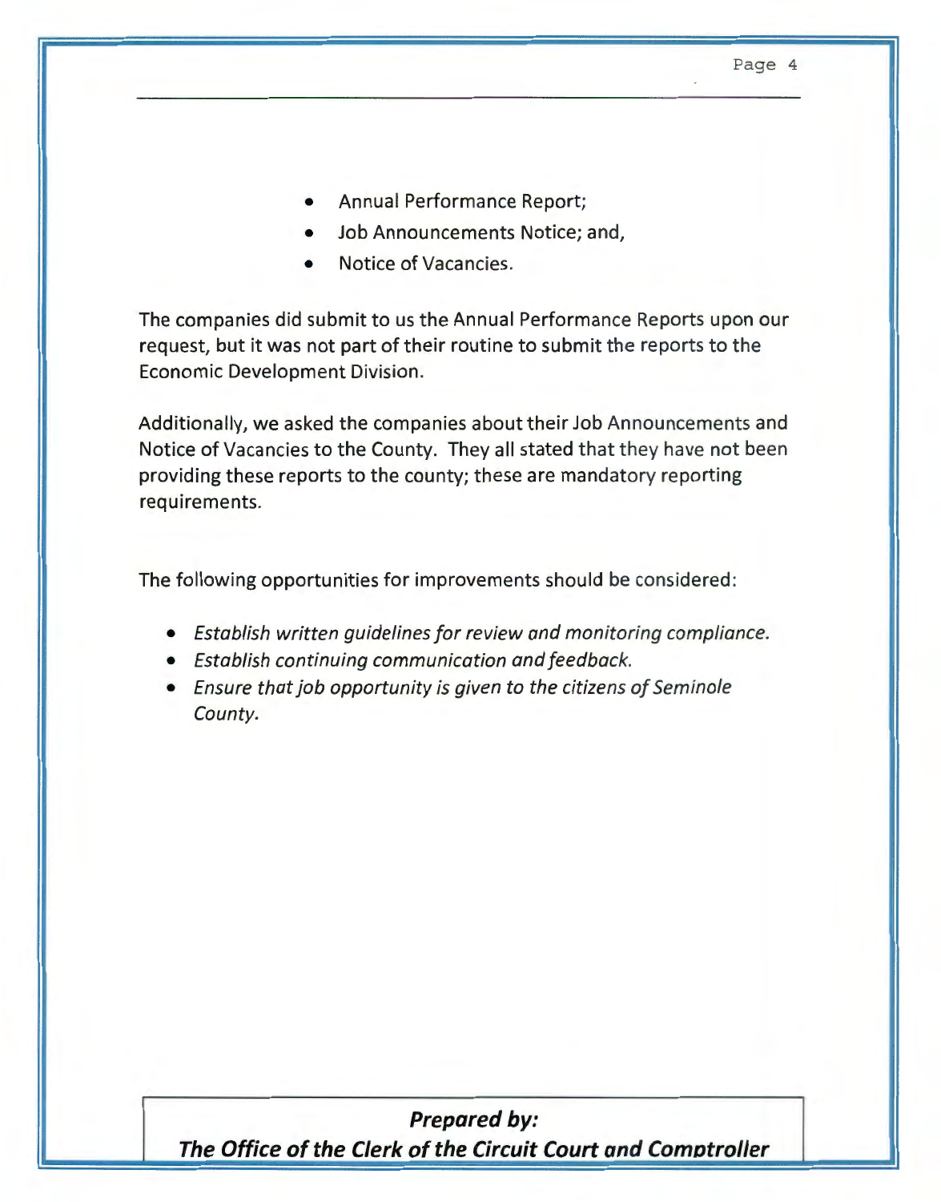- Annual Performance Report;
- Job Announcements Notice; and,
- Notice of Vacancies.

The companies did submit to us the Annual Performance Reports upon our request, but it was not part of their routine to submit the reports to the Economic Development Division.

Additionally, we asked the companies about their Job Announcements and Notice of Vacancies to the County. They all stated that they have not been providing these reports to the county; these are mandatory reporting requirements.

The following opportunities for improvements should be considered:

- *Establish written guidelines for review and monitoring compliance.*
- *Establish continuing communication and feedback.*
- *Ensure that job opportunity is given to the citizens of Seminole County.*

***Prepared by:***
***The Office of the Clerk of the Circuit Court and Comptroller***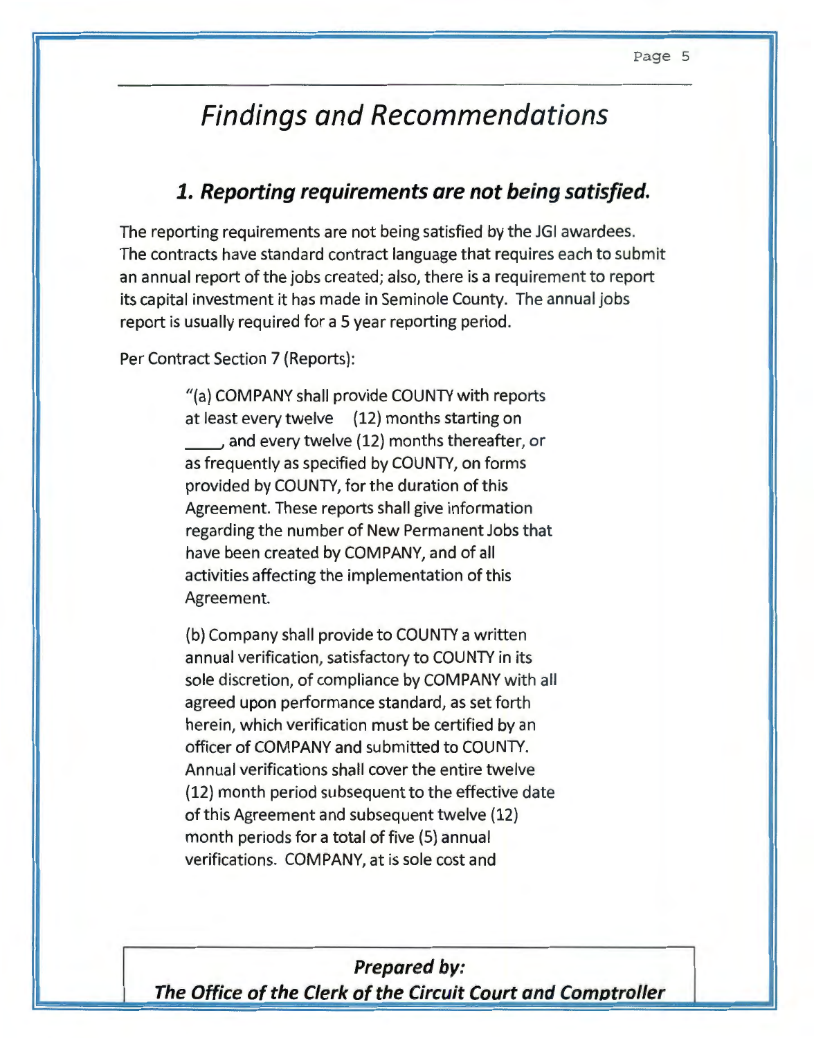# *Findings and Recommendations*

## ***1. Reporting requirements are not being satisfied.***

The reporting requirements are not being satisfied by the JGI awardees. The contracts have standard contract language that requires each to submit an annual report of the jobs created; also, there is a requirement to report its capital investment it has made in Seminole County. The annual jobs report is usually required for a 5 year reporting period.

Per Contract Section 7 (Reports):

> "(a) COMPANY shall provide COUNTY with reports at least every twelve (12) months starting on ____, and every twelve (12) months thereafter, or as frequently as specified by COUNTY, on forms provided by COUNTY, for the duration of this Agreement. These reports shall give information regarding the number of New Permanent Jobs that have been created by COMPANY, and of all activities affecting the implementation of this Agreement.
>
> (b) Company shall provide to COUNTY a written annual verification, satisfactory to COUNTY in its sole discretion, of compliance by COMPANY with all agreed upon performance standard, as set forth herein, which verification must be certified by an officer of COMPANY and submitted to COUNTY. Annual verifications shall cover the entire twelve (12) month period subsequent to the effective date of this Agreement and subsequent twelve (12) month periods for a total of five (5) annual verifications. COMPANY, at is sole cost and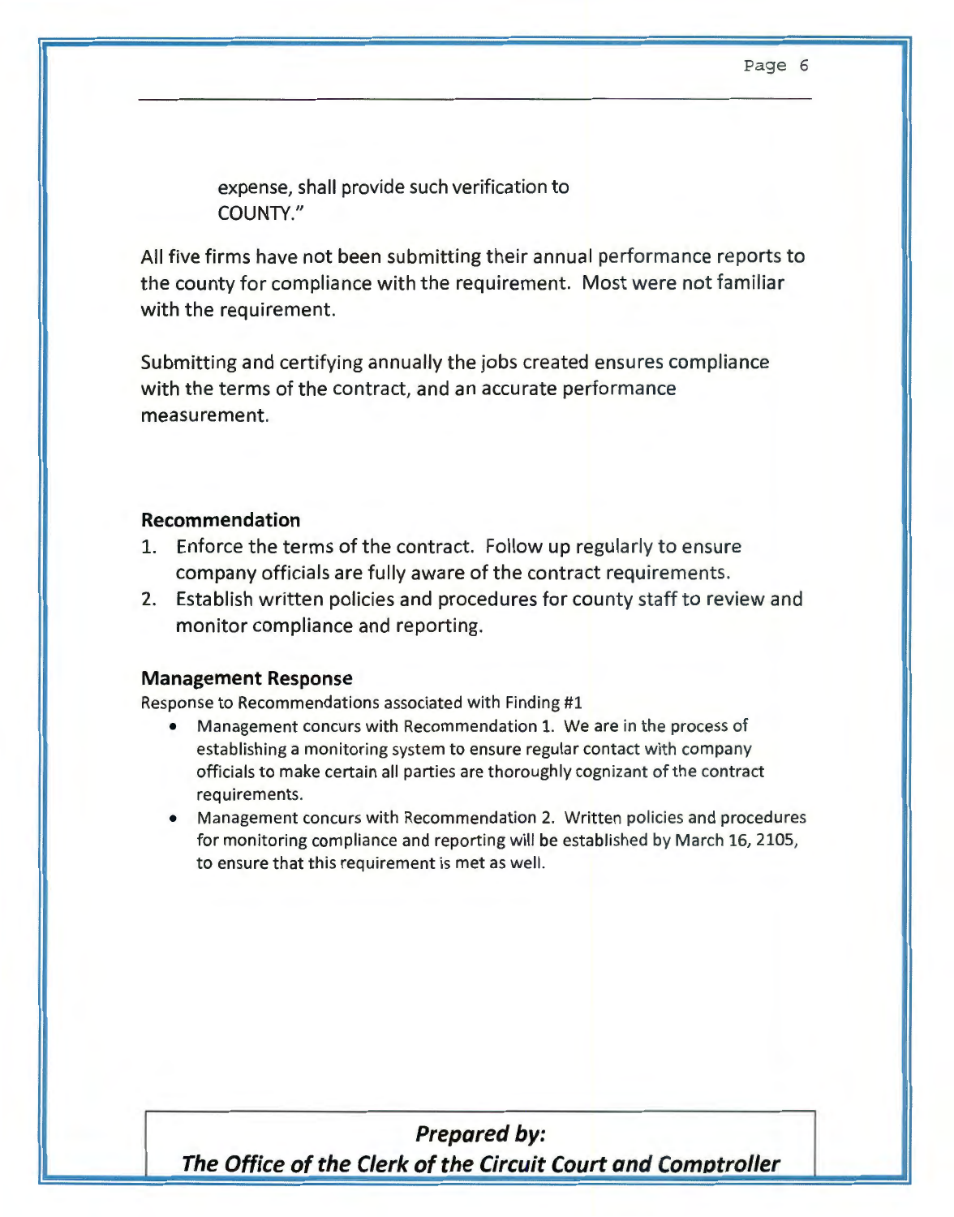expense, shall provide such verification to COUNTY."

All five firms have not been submitting their annual performance reports to the county for compliance with the requirement. Most were not familiar with the requirement.

Submitting and certifying annually the jobs created ensures compliance with the terms of the contract, and an accurate performance measurement.

### Recommendation

1. Enforce the terms of the contract. Follow up regularly to ensure company officials are fully aware of the contract requirements.
2. Establish written policies and procedures for county staff to review and monitor compliance and reporting.

### Management Response

Response to Recommendations associated with Finding #1

- Management concurs with Recommendation 1. We are in the process of establishing a monitoring system to ensure regular contact with company officials to make certain all parties are thoroughly cognizant of the contract requirements.
- Management concurs with Recommendation 2. Written policies and procedures for monitoring compliance and reporting will be established by March 16, 2105, to ensure that this requirement is met as well.

***Prepared by:***
***The Office of the Clerk of the Circuit Court and Comptroller***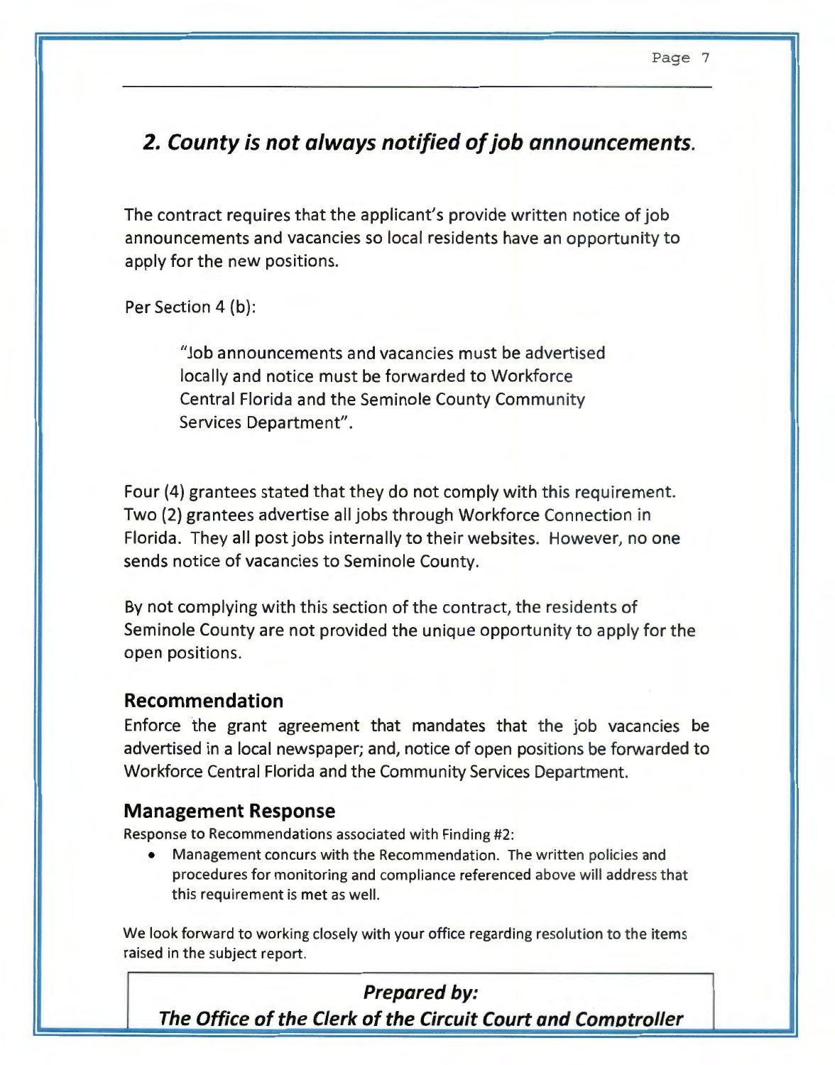## *2. County is not always notified of job announcements.*

The contract requires that the applicant's provide written notice of job announcements and vacancies so local residents have an opportunity to apply for the new positions.

Per Section 4 (b):

> "Job announcements and vacancies must be advertised locally and notice must be forwarded to Workforce Central Florida and the Seminole County Community Services Department".

Four (4) grantees stated that they do not comply with this requirement. Two (2) grantees advertise all jobs through Workforce Connection in Florida. They all post jobs internally to their websites. However, no one sends notice of vacancies to Seminole County.

By not complying with this section of the contract, the residents of Seminole County are not provided the unique opportunity to apply for the open positions.

### Recommendation

Enforce the grant agreement that mandates that the job vacancies be advertised in a local newspaper; and, notice of open positions be forwarded to Workforce Central Florida and the Community Services Department.

### Management Response

Response to Recommendations associated with Finding #2:

- Management concurs with the Recommendation. The written policies and procedures for monitoring and compliance referenced above will address that this requirement is met as well.

We look forward to working closely with your office regarding resolution to the items raised in the subject report.

***Prepared by:***
***The Office of the Clerk of the Circuit Court and Comptroller***